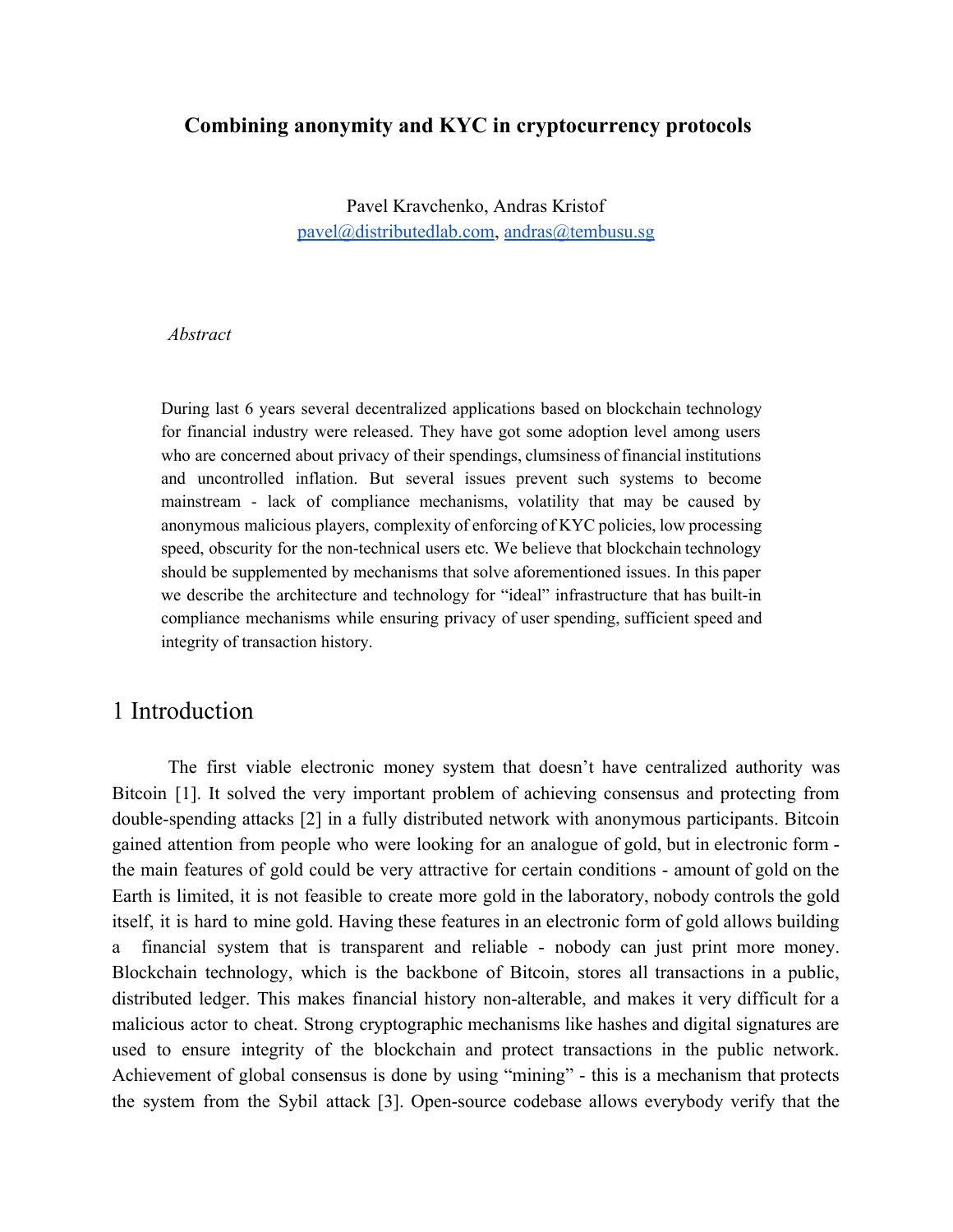# Combining anonymity and KYC in cryptocurrency protocols

Pavel Kravchenko, Andras Kristof
pavel@distributedlab.com, andras@tembusu.sg

*Abstract*

During last 6 years several decentralized applications based on blockchain technology for financial industry were released. They have got some adoption level among users who are concerned about privacy of their spendings, clumsiness of financial institutions and uncontrolled inflation. But several issues prevent such systems to become mainstream - lack of compliance mechanisms, volatility that may be caused by anonymous malicious players, complexity of enforcing of KYC policies, low processing speed, obscurity for the non-technical users etc. We believe that blockchain technology should be supplemented by mechanisms that solve aforementioned issues. In this paper we describe the architecture and technology for "ideal" infrastructure that has built-in compliance mechanisms while ensuring privacy of user spending, sufficient speed and integrity of transaction history.

## 1 Introduction

The first viable electronic money system that doesn't have centralized authority was Bitcoin [1]. It solved the very important problem of achieving consensus and protecting from double-spending attacks [2] in a fully distributed network with anonymous participants. Bitcoin gained attention from people who were looking for an analogue of gold, but in electronic form - the main features of gold could be very attractive for certain conditions - amount of gold on the Earth is limited, it is not feasible to create more gold in the laboratory, nobody controls the gold itself, it is hard to mine gold. Having these features in an electronic form of gold allows building a financial system that is transparent and reliable - nobody can just print more money. Blockchain technology, which is the backbone of Bitcoin, stores all transactions in a public, distributed ledger. This makes financial history non-alterable, and makes it very difficult for a malicious actor to cheat. Strong cryptographic mechanisms like hashes and digital signatures are used to ensure integrity of the blockchain and protect transactions in the public network. Achievement of global consensus is done by using "mining" - this is a mechanism that protects the system from the Sybil attack [3]. Open-source codebase allows everybody verify that the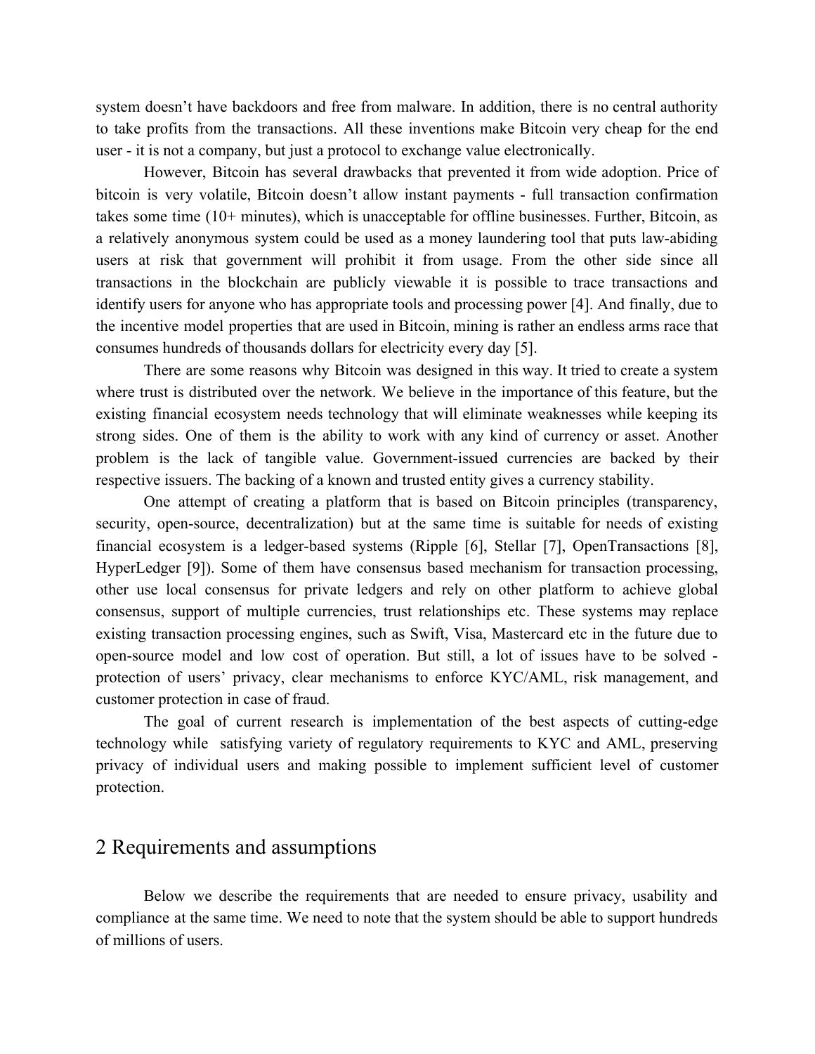system doesn't have backdoors and free from malware. In addition, there is no central authority to take profits from the transactions. All these inventions make Bitcoin very cheap for the end user - it is not a company, but just a protocol to exchange value electronically.

However, Bitcoin has several drawbacks that prevented it from wide adoption. Price of bitcoin is very volatile, Bitcoin doesn't allow instant payments - full transaction confirmation takes some time (10+ minutes), which is unacceptable for offline businesses. Further, Bitcoin, as a relatively anonymous system could be used as a money laundering tool that puts law-abiding users at risk that government will prohibit it from usage. From the other side since all transactions in the blockchain are publicly viewable it is possible to trace transactions and identify users for anyone who has appropriate tools and processing power [4]. And finally, due to the incentive model properties that are used in Bitcoin, mining is rather an endless arms race that consumes hundreds of thousands dollars for electricity every day [5].

There are some reasons why Bitcoin was designed in this way. It tried to create a system where trust is distributed over the network. We believe in the importance of this feature, but the existing financial ecosystem needs technology that will eliminate weaknesses while keeping its strong sides. One of them is the ability to work with any kind of currency or asset. Another problem is the lack of tangible value. Government-issued currencies are backed by their respective issuers. The backing of a known and trusted entity gives a currency stability.

One attempt of creating a platform that is based on Bitcoin principles (transparency, security, open-source, decentralization) but at the same time is suitable for needs of existing financial ecosystem is a ledger-based systems (Ripple [6], Stellar [7], OpenTransactions [8], HyperLedger [9]). Some of them have consensus based mechanism for transaction processing, other use local consensus for private ledgers and rely on other platform to achieve global consensus, support of multiple currencies, trust relationships etc. These systems may replace existing transaction processing engines, such as Swift, Visa, Mastercard etc in the future due to open-source model and low cost of operation. But still, a lot of issues have to be solved - protection of users' privacy, clear mechanisms to enforce KYC/AML, risk management, and customer protection in case of fraud.

The goal of current research is implementation of the best aspects of cutting-edge technology while satisfying variety of regulatory requirements to KYC and AML, preserving privacy of individual users and making possible to implement sufficient level of customer protection.

## 2 Requirements and assumptions

Below we describe the requirements that are needed to ensure privacy, usability and compliance at the same time. We need to note that the system should be able to support hundreds of millions of users.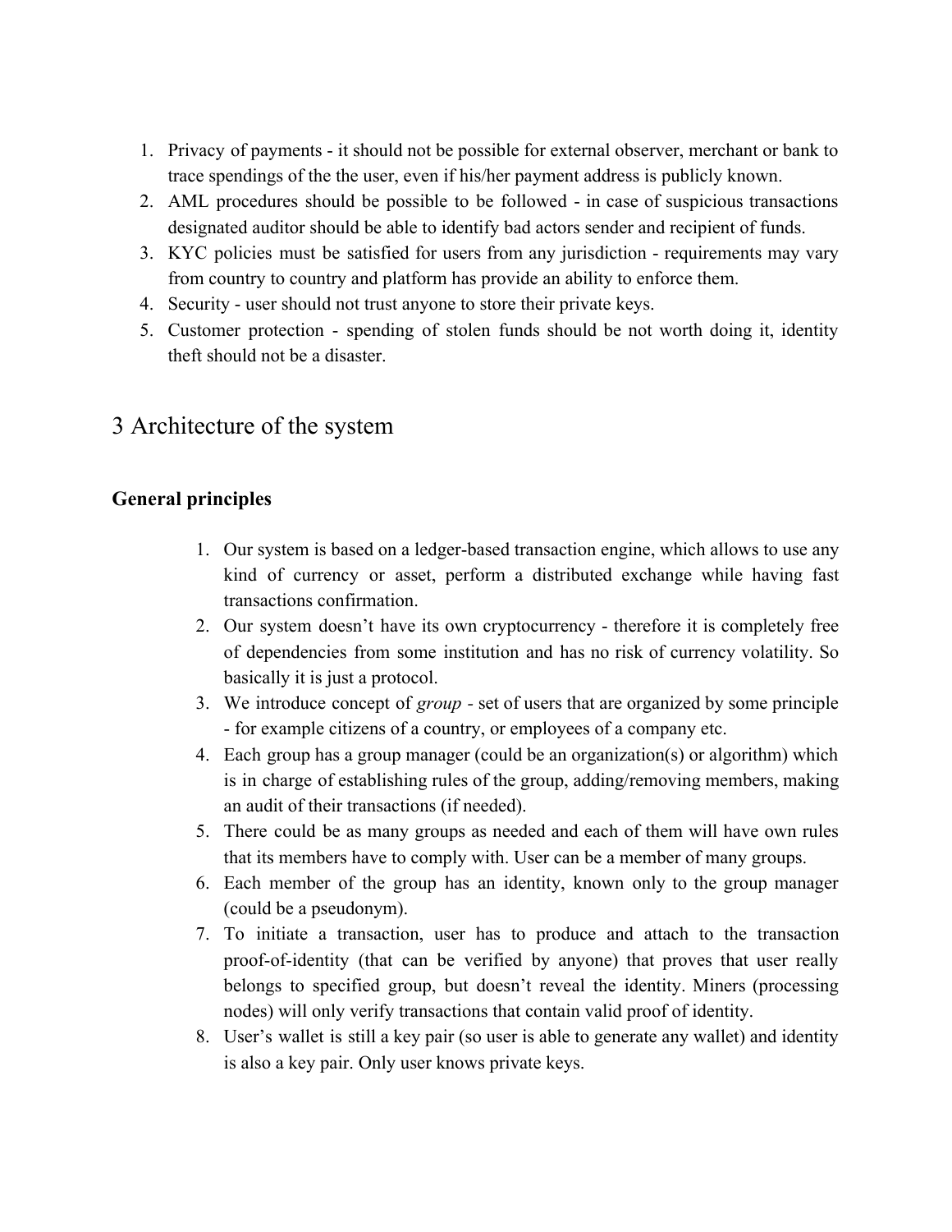1. Privacy of payments - it should not be possible for external observer, merchant or bank to trace spendings of the the user, even if his/her payment address is publicly known.
2. AML procedures should be possible to be followed - in case of suspicious transactions designated auditor should be able to identify bad actors sender and recipient of funds.
3. KYC policies must be satisfied for users from any jurisdiction - requirements may vary from country to country and platform has provide an ability to enforce them.
4. Security - user should not trust anyone to store their private keys.
5. Customer protection - spending of stolen funds should be not worth doing it, identity theft should not be a disaster.

# 3 Architecture of the system

### General principles

1. Our system is based on a ledger-based transaction engine, which allows to use any kind of currency or asset, perform a distributed exchange while having fast transactions confirmation.
2. Our system doesn't have its own cryptocurrency - therefore it is completely free of dependencies from some institution and has no risk of currency volatility. So basically it is just a protocol.
3. We introduce concept of *group* - set of users that are organized by some principle - for example citizens of a country, or employees of a company etc.
4. Each group has a group manager (could be an organization(s) or algorithm) which is in charge of establishing rules of the group, adding/removing members, making an audit of their transactions (if needed).
5. There could be as many groups as needed and each of them will have own rules that its members have to comply with. User can be a member of many groups.
6. Each member of the group has an identity, known only to the group manager (could be a pseudonym).
7. To initiate a transaction, user has to produce and attach to the transaction proof-of-identity (that can be verified by anyone) that proves that user really belongs to specified group, but doesn't reveal the identity. Miners (processing nodes) will only verify transactions that contain valid proof of identity.
8. User's wallet is still a key pair (so user is able to generate any wallet) and identity is also a key pair. Only user knows private keys.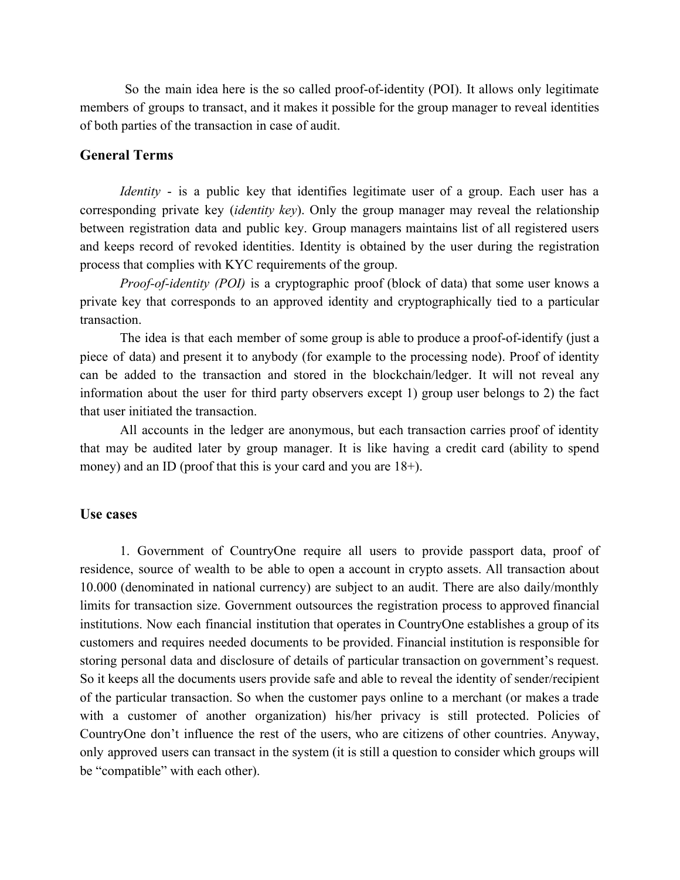So the main idea here is the so called proof-of-identity (POI). It allows only legitimate members of groups to transact, and it makes it possible for the group manager to reveal identities of both parties of the transaction in case of audit.

## General Terms

*Identity* - is a public key that identifies legitimate user of a group. Each user has a corresponding private key (*identity key*). Only the group manager may reveal the relationship between registration data and public key. Group managers maintains list of all registered users and keeps record of revoked identities. Identity is obtained by the user during the registration process that complies with KYC requirements of the group.

*Proof-of-identity (POI)* is a cryptographic proof (block of data) that some user knows a private key that corresponds to an approved identity and cryptographically tied to a particular transaction.

The idea is that each member of some group is able to produce a proof-of-identify (just a piece of data) and present it to anybody (for example to the processing node). Proof of identity can be added to the transaction and stored in the blockchain/ledger. It will not reveal any information about the user for third party observers except 1) group user belongs to 2) the fact that user initiated the transaction.

All accounts in the ledger are anonymous, but each transaction carries proof of identity that may be audited later by group manager. It is like having a credit card (ability to spend money) and an ID (proof that this is your card and you are 18+).

## Use cases

1. Government of CountryOne require all users to provide passport data, proof of residence, source of wealth to be able to open a account in crypto assets. All transaction about 10.000 (denominated in national currency) are subject to an audit. There are also daily/monthly limits for transaction size. Government outsources the registration process to approved financial institutions. Now each financial institution that operates in CountryOne establishes a group of its customers and requires needed documents to be provided. Financial institution is responsible for storing personal data and disclosure of details of particular transaction on government's request. So it keeps all the documents users provide safe and able to reveal the identity of sender/recipient of the particular transaction. So when the customer pays online to a merchant (or makes a trade with a customer of another organization) his/her privacy is still protected. Policies of CountryOne don't influence the rest of the users, who are citizens of other countries. Anyway, only approved users can transact in the system (it is still a question to consider which groups will be "compatible" with each other).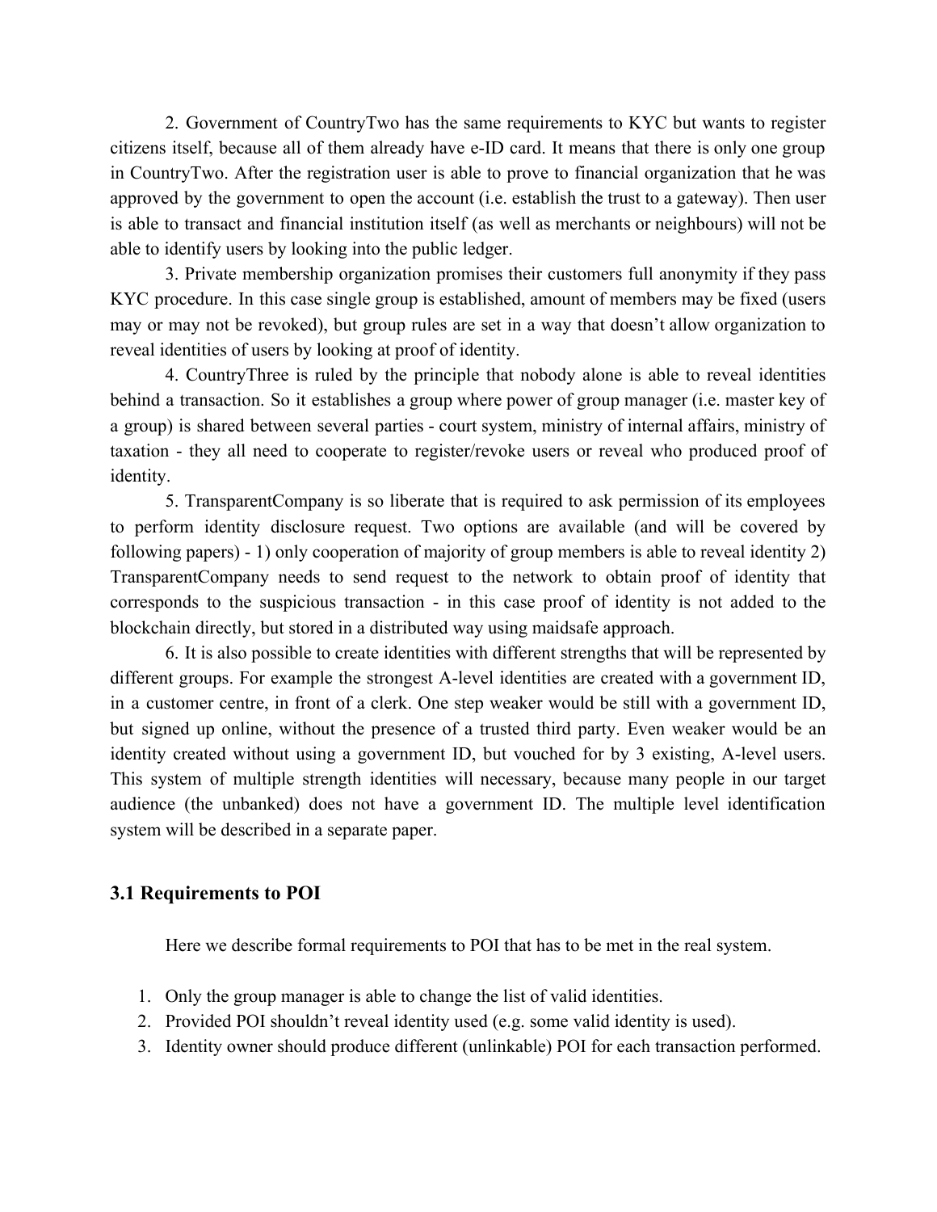2. Government of CountryTwo has the same requirements to KYC but wants to register citizens itself, because all of them already have e-ID card. It means that there is only one group in CountryTwo. After the registration user is able to prove to financial organization that he was approved by the government to open the account (i.e. establish the trust to a gateway). Then user is able to transact and financial institution itself (as well as merchants or neighbours) will not be able to identify users by looking into the public ledger.

3. Private membership organization promises their customers full anonymity if they pass KYC procedure. In this case single group is established, amount of members may be fixed (users may or may not be revoked), but group rules are set in a way that doesn't allow organization to reveal identities of users by looking at proof of identity.

4. CountryThree is ruled by the principle that nobody alone is able to reveal identities behind a transaction. So it establishes a group where power of group manager (i.e. master key of a group) is shared between several parties - court system, ministry of internal affairs, ministry of taxation - they all need to cooperate to register/revoke users or reveal who produced proof of identity.

5. TransparentCompany is so liberate that is required to ask permission of its employees to perform identity disclosure request. Two options are available (and will be covered by following papers) - 1) only cooperation of majority of group members is able to reveal identity 2) TransparentCompany needs to send request to the network to obtain proof of identity that corresponds to the suspicious transaction - in this case proof of identity is not added to the blockchain directly, but stored in a distributed way using maidsafe approach.

6. It is also possible to create identities with different strengths that will be represented by different groups. For example the strongest A-level identities are created with a government ID, in a customer centre, in front of a clerk. One step weaker would be still with a government ID, but signed up online, without the presence of a trusted third party. Even weaker would be an identity created without using a government ID, but vouched for by 3 existing, A-level users. This system of multiple strength identities will necessary, because many people in our target audience (the unbanked) does not have a government ID. The multiple level identification system will be described in a separate paper.

### 3.1 Requirements to POI

Here we describe formal requirements to POI that has to be met in the real system.

1. Only the group manager is able to change the list of valid identities.
2. Provided POI shouldn't reveal identity used (e.g. some valid identity is used).
3. Identity owner should produce different (unlinkable) POI for each transaction performed.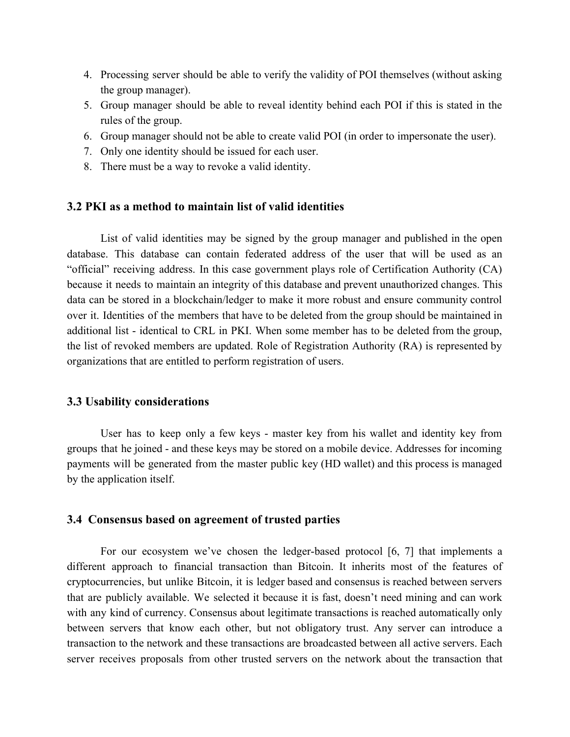4. Processing server should be able to verify the validity of POI themselves (without asking the group manager).
5. Group manager should be able to reveal identity behind each POI if this is stated in the rules of the group.
6. Group manager should not be able to create valid POI (in order to impersonate the user).
7. Only one identity should be issued for each user.
8. There must be a way to revoke a valid identity.

### 3.2 PKI as a method to maintain list of valid identities

List of valid identities may be signed by the group manager and published in the open database. This database can contain federated address of the user that will be used as an "official" receiving address. In this case government plays role of Certification Authority (CA) because it needs to maintain an integrity of this database and prevent unauthorized changes. This data can be stored in a blockchain/ledger to make it more robust and ensure community control over it. Identities of the members that have to be deleted from the group should be maintained in additional list - identical to CRL in PKI. When some member has to be deleted from the group, the list of revoked members are updated. Role of Registration Authority (RA) is represented by organizations that are entitled to perform registration of users.

### 3.3 Usability considerations

User has to keep only a few keys - master key from his wallet and identity key from groups that he joined - and these keys may be stored on a mobile device. Addresses for incoming payments will be generated from the master public key (HD wallet) and this process is managed by the application itself.

### 3.4 Consensus based on agreement of trusted parties

For our ecosystem we've chosen the ledger-based protocol [6, 7] that implements a different approach to financial transaction than Bitcoin. It inherits most of the features of cryptocurrencies, but unlike Bitcoin, it is ledger based and consensus is reached between servers that are publicly available. We selected it because it is fast, doesn't need mining and can work with any kind of currency. Consensus about legitimate transactions is reached automatically only between servers that know each other, but not obligatory trust. Any server can introduce a transaction to the network and these transactions are broadcasted between all active servers. Each server receives proposals from other trusted servers on the network about the transaction that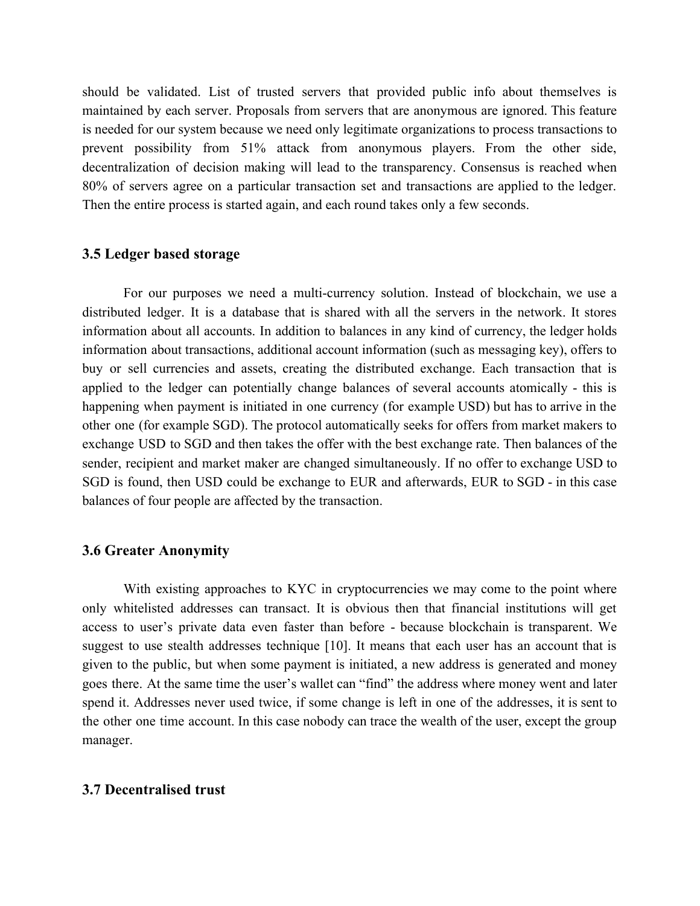should be validated. List of trusted servers that provided public info about themselves is maintained by each server. Proposals from servers that are anonymous are ignored. This feature is needed for our system because we need only legitimate organizations to process transactions to prevent possibility from 51% attack from anonymous players. From the other side, decentralization of decision making will lead to the transparency. Consensus is reached when 80% of servers agree on a particular transaction set and transactions are applied to the ledger. Then the entire process is started again, and each round takes only a few seconds.

### 3.5 Ledger based storage

For our purposes we need a multi-currency solution. Instead of blockchain, we use a distributed ledger. It is a database that is shared with all the servers in the network. It stores information about all accounts. In addition to balances in any kind of currency, the ledger holds information about transactions, additional account information (such as messaging key), offers to buy or sell currencies and assets, creating the distributed exchange. Each transaction that is applied to the ledger can potentially change balances of several accounts atomically - this is happening when payment is initiated in one currency (for example USD) but has to arrive in the other one (for example SGD). The protocol automatically seeks for offers from market makers to exchange USD to SGD and then takes the offer with the best exchange rate. Then balances of the sender, recipient and market maker are changed simultaneously. If no offer to exchange USD to SGD is found, then USD could be exchange to EUR and afterwards, EUR to SGD - in this case balances of four people are affected by the transaction.

### 3.6 Greater Anonymity

With existing approaches to KYC in cryptocurrencies we may come to the point where only whitelisted addresses can transact. It is obvious then that financial institutions will get access to user's private data even faster than before - because blockchain is transparent. We suggest to use stealth addresses technique [10]. It means that each user has an account that is given to the public, but when some payment is initiated, a new address is generated and money goes there. At the same time the user's wallet can "find" the address where money went and later spend it. Addresses never used twice, if some change is left in one of the addresses, it is sent to the other one time account. In this case nobody can trace the wealth of the user, except the group manager.

### 3.7 Decentralised trust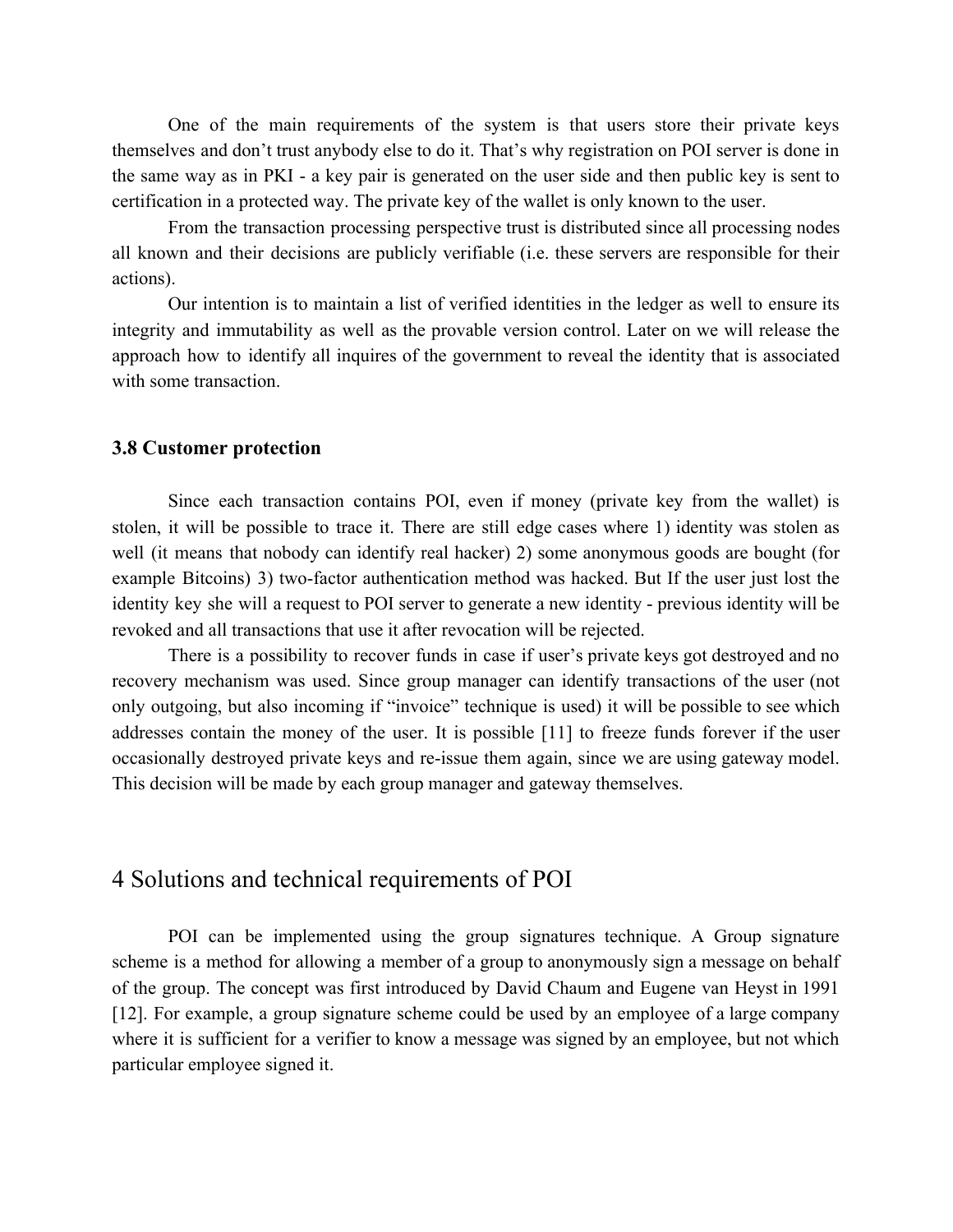One of the main requirements of the system is that users store their private keys themselves and don't trust anybody else to do it. That's why registration on POI server is done in the same way as in PKI - a key pair is generated on the user side and then public key is sent to certification in a protected way. The private key of the wallet is only known to the user.

From the transaction processing perspective trust is distributed since all processing nodes all known and their decisions are publicly verifiable (i.e. these servers are responsible for their actions).

Our intention is to maintain a list of verified identities in the ledger as well to ensure its integrity and immutability as well as the provable version control. Later on we will release the approach how to identify all inquires of the government to reveal the identity that is associated with some transaction.

### 3.8 Customer protection

Since each transaction contains POI, even if money (private key from the wallet) is stolen, it will be possible to trace it. There are still edge cases where 1) identity was stolen as well (it means that nobody can identify real hacker) 2) some anonymous goods are bought (for example Bitcoins) 3) two-factor authentication method was hacked. But If the user just lost the identity key she will a request to POI server to generate a new identity - previous identity will be revoked and all transactions that use it after revocation will be rejected.

There is a possibility to recover funds in case if user's private keys got destroyed and no recovery mechanism was used. Since group manager can identify transactions of the user (not only outgoing, but also incoming if "invoice" technique is used) it will be possible to see which addresses contain the money of the user. It is possible [11] to freeze funds forever if the user occasionally destroyed private keys and re-issue them again, since we are using gateway model. This decision will be made by each group manager and gateway themselves.

## 4 Solutions and technical requirements of POI

POI can be implemented using the group signatures technique. A Group signature scheme is a method for allowing a member of a group to anonymously sign a message on behalf of the group. The concept was first introduced by David Chaum and Eugene van Heyst in 1991 [12]. For example, a group signature scheme could be used by an employee of a large company where it is sufficient for a verifier to know a message was signed by an employee, but not which particular employee signed it.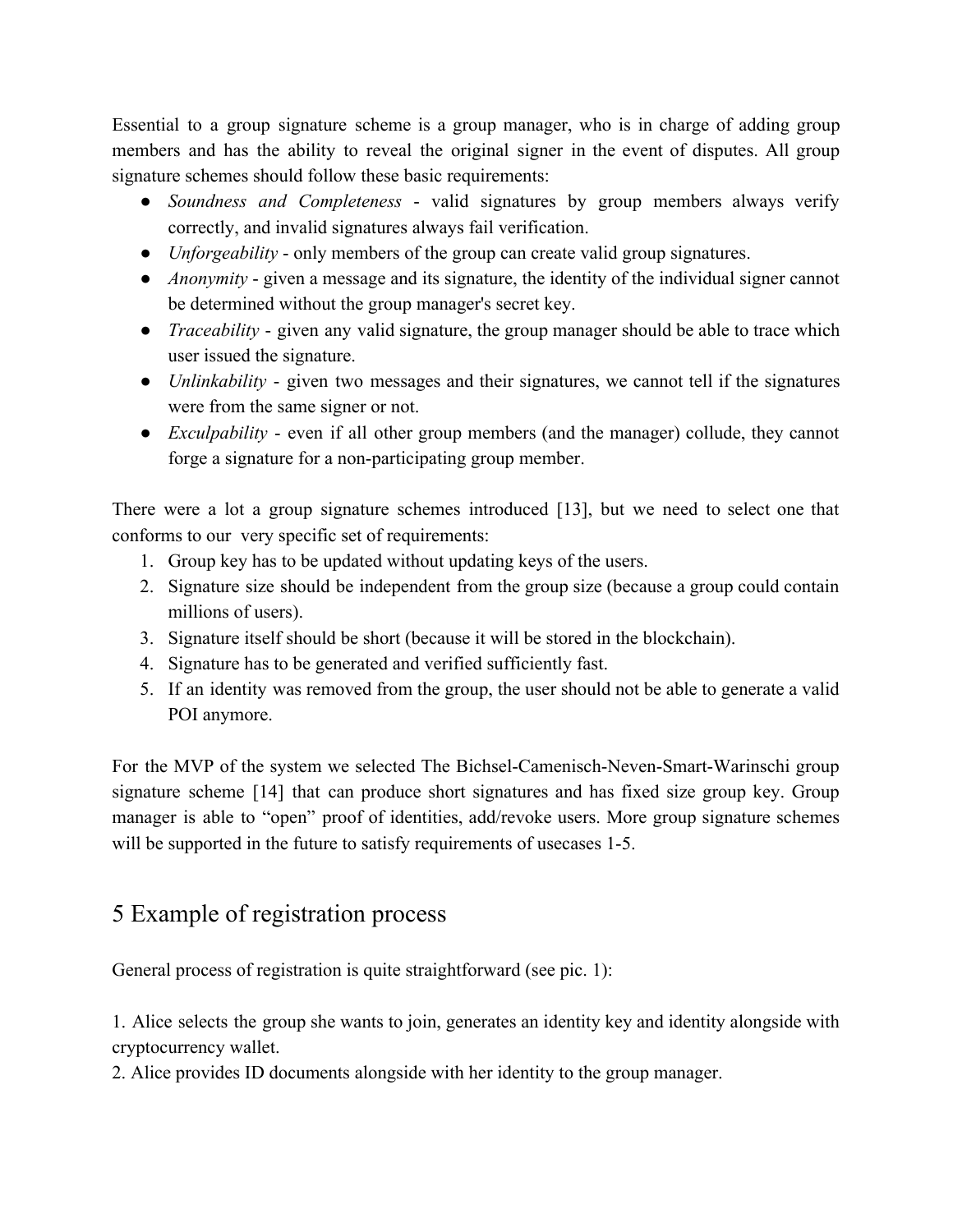Essential to a group signature scheme is a group manager, who is in charge of adding group members and has the ability to reveal the original signer in the event of disputes. All group signature schemes should follow these basic requirements:

- *Soundness and Completeness* - valid signatures by group members always verify correctly, and invalid signatures always fail verification.
- *Unforgeability* - only members of the group can create valid group signatures.
- *Anonymity* - given a message and its signature, the identity of the individual signer cannot be determined without the group manager's secret key.
- *Traceability* - given any valid signature, the group manager should be able to trace which user issued the signature.
- *Unlinkability* - given two messages and their signatures, we cannot tell if the signatures were from the same signer or not.
- *Exculpability* - even if all other group members (and the manager) collude, they cannot forge a signature for a non-participating group member.

There were a lot a group signature schemes introduced [13], but we need to select one that conforms to our very specific set of requirements:

1. Group key has to be updated without updating keys of the users.
2. Signature size should be independent from the group size (because a group could contain millions of users).
3. Signature itself should be short (because it will be stored in the blockchain).
4. Signature has to be generated and verified sufficiently fast.
5. If an identity was removed from the group, the user should not be able to generate a valid POI anymore.

For the MVP of the system we selected The Bichsel-Camenisch-Neven-Smart-Warinschi group signature scheme [14] that can produce short signatures and has fixed size group key. Group manager is able to "open" proof of identities, add/revoke users. More group signature schemes will be supported in the future to satisfy requirements of usecases 1-5.

# 5 Example of registration process

General process of registration is quite straightforward (see pic. 1):

1. Alice selects the group she wants to join, generates an identity key and identity alongside with cryptocurrency wallet.
2. Alice provides ID documents alongside with her identity to the group manager.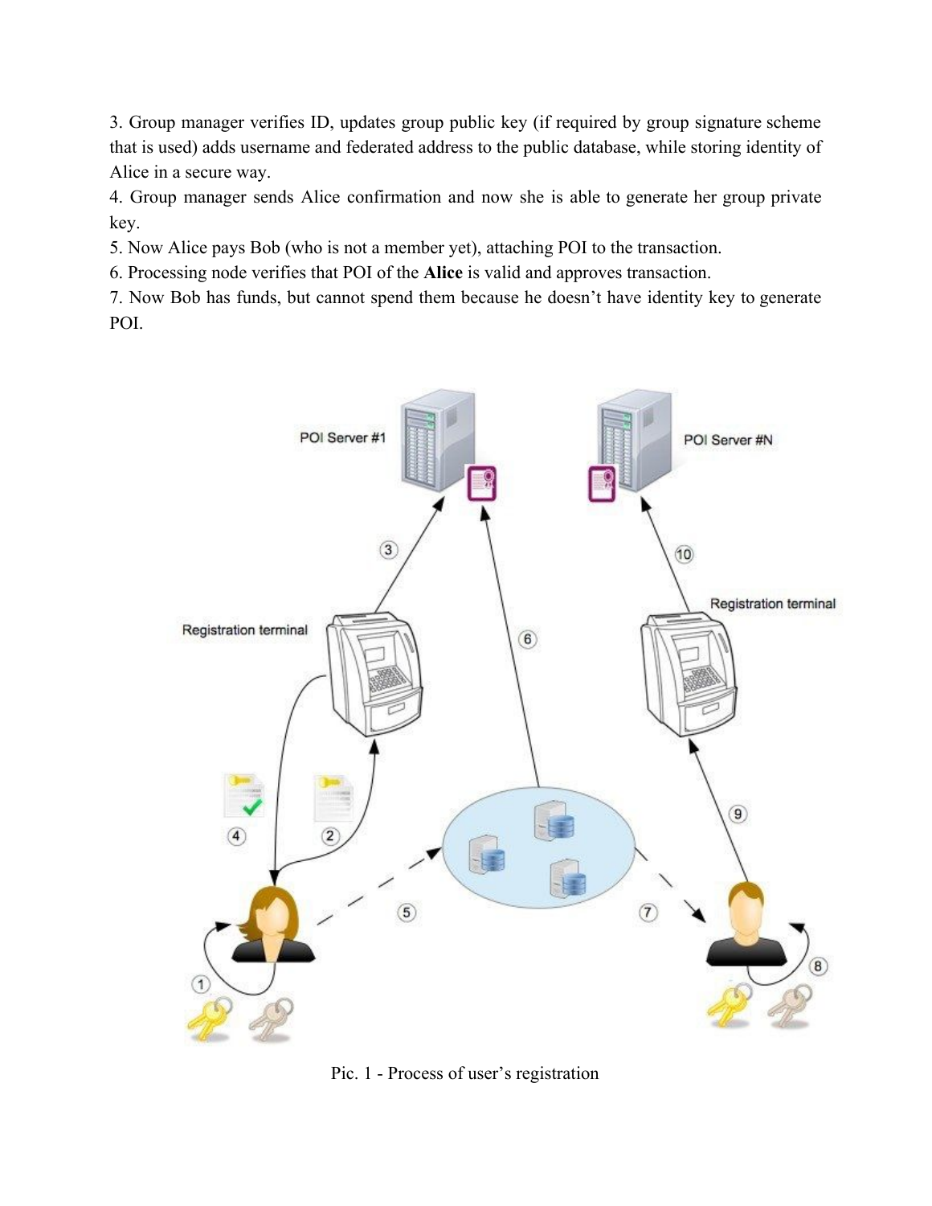3. Group manager verifies ID, updates group public key (if required by group signature scheme that is used) adds username and federated address to the public database, while storing identity of Alice in a secure way.

4. Group manager sends Alice confirmation and now she is able to generate her group private key.

5. Now Alice pays Bob (who is not a member yet), attaching POI to the transaction.

6. Processing node verifies that POI of the **Alice** is valid and approves transaction.

7. Now Bob has funds, but cannot spend them because he doesn't have identity key to generate POI.

Pic. 1 - Process of user's registration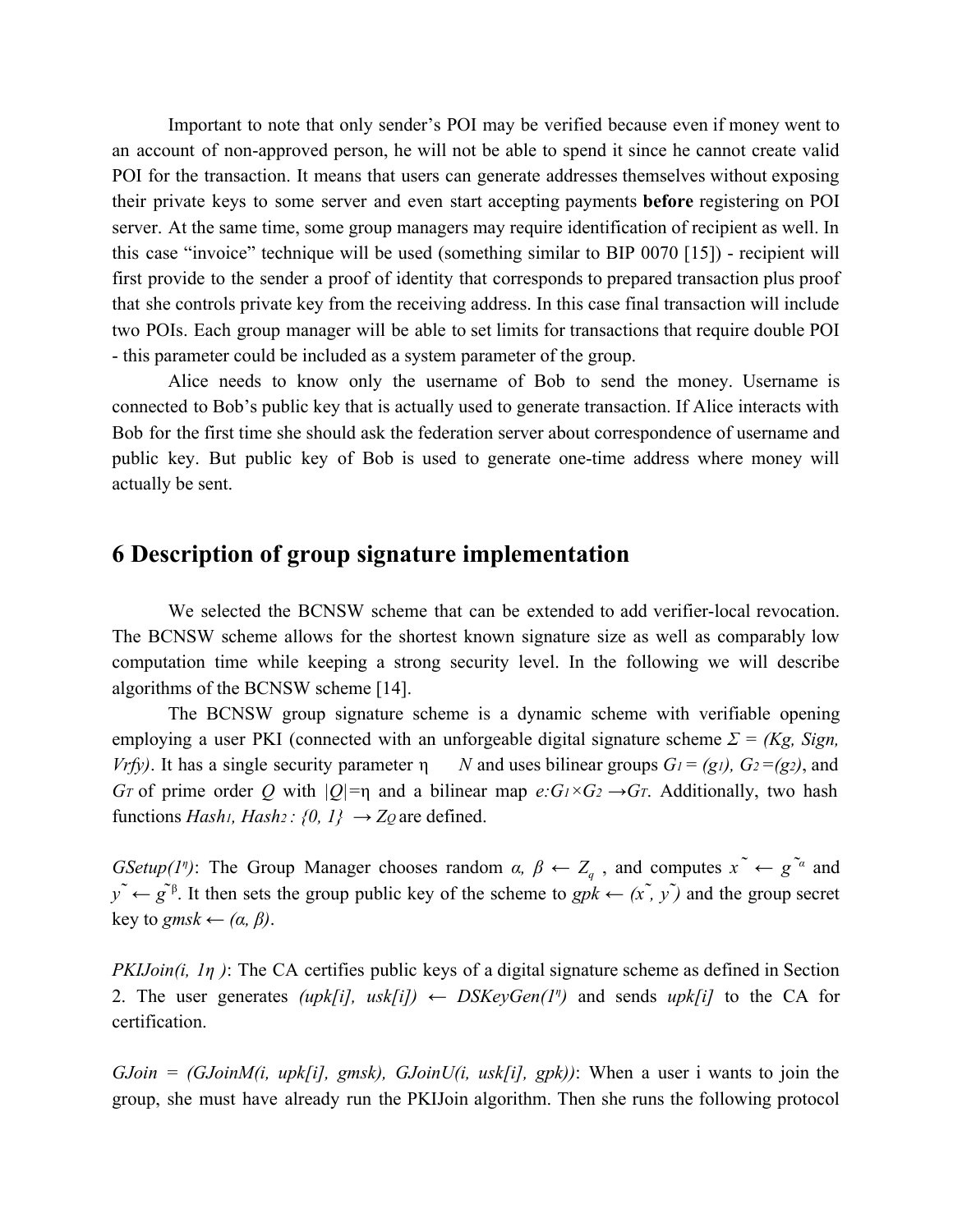Important to note that only sender's POI may be verified because even if money went to an account of non-approved person, he will not be able to spend it since he cannot create valid POI for the transaction. It means that users can generate addresses themselves without exposing their private keys to some server and even start accepting payments **before** registering on POI server. At the same time, some group managers may require identification of recipient as well. In this case "invoice" technique will be used (something similar to BIP 0070 [15]) - recipient will first provide to the sender a proof of identity that corresponds to prepared transaction plus proof that she controls private key from the receiving address. In this case final transaction will include two POIs. Each group manager will be able to set limits for transactions that require double POI - this parameter could be included as a system parameter of the group.

Alice needs to know only the username of Bob to send the money. Username is connected to Bob's public key that is actually used to generate transaction. If Alice interacts with Bob for the first time she should ask the federation server about correspondence of username and public key. But public key of Bob is used to generate one-time address where money will actually be sent.

# 6 Description of group signature implementation

We selected the BCNSW scheme that can be extended to add verifier-local revocation. The BCNSW scheme allows for the shortest known signature size as well as comparably low computation time while keeping a strong security level. In the following we will describe algorithms of the BCNSW scheme [14].

The BCNSW group signature scheme is a dynamic scheme with verifiable opening employing a user PKI (connected with an unforgeable digital signature scheme $\Sigma = (Kg, Sign, Vrfy)$. It has a single security parameter $\eta \quad N$ and uses bilinear groups $G_1 = (g_1)$, $G_2 = (g_2)$, and $G_T$ of prime order $Q$ with $|Q| = \eta$ and a bilinear map $e: G_1 \times G_2 \rightarrow G_T$. Additionally, two hash functions $Hash_1, Hash_2 : \{0, 1\} \rightarrow Z_Q$ are defined.

*GSetup*($1^\eta$): The Group Manager chooses random $\alpha, \beta \leftarrow Z_q$, and computes $\tilde{x} \leftarrow \tilde{g}^{\alpha}$ and $\tilde{y} \leftarrow \tilde{g}^{\beta}$. It then sets the group public key of the scheme to $gpk \leftarrow (\tilde{x}, \tilde{y})$ and the group secret key to $gmsk \leftarrow (\alpha, \beta)$.

*PKIJoin*($i, 1\eta$): The CA certifies public keys of a digital signature scheme as defined in Section 2. The user generates $(upk[i], usk[i]) \leftarrow DSKeyGen(1^\eta)$ and sends $upk[i]$ to the CA for certification.

*GJoin* = (*GJoinM*($i$, $upk[i]$, $gmsk$), *GJoinU*($i$, $usk[i]$, $gpk$)): When a user i wants to join the group, she must have already run the PKIJoin algorithm. Then she runs the following protocol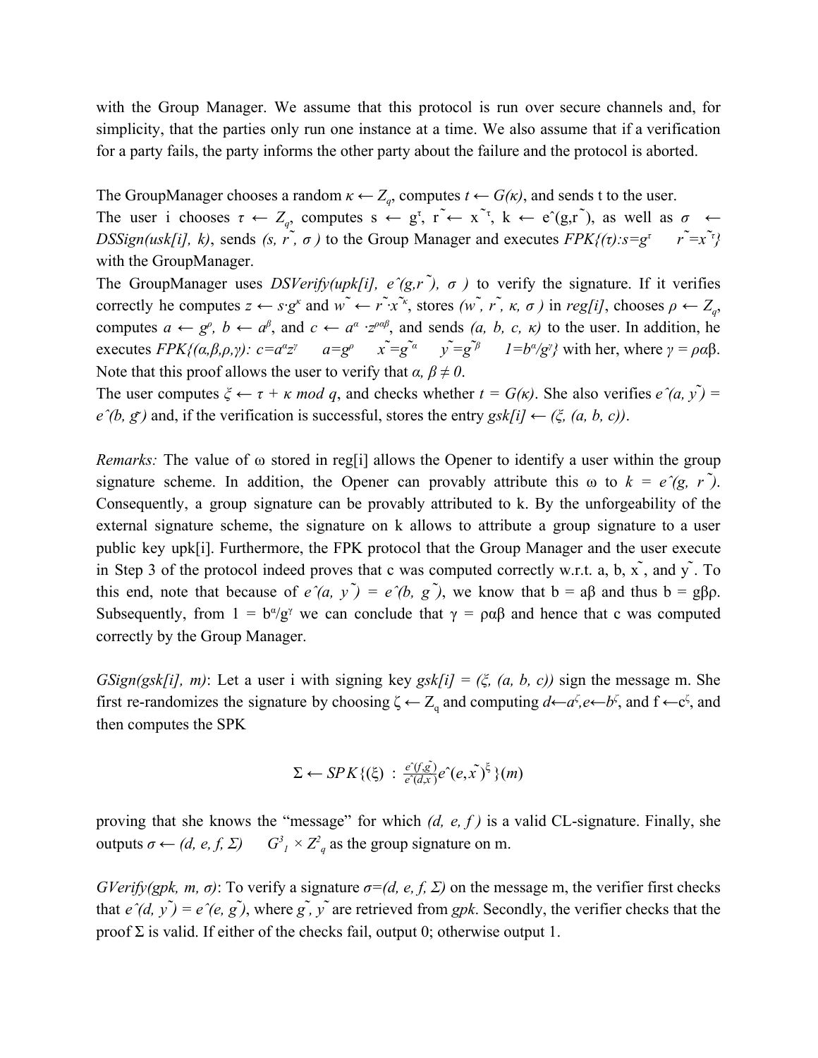with the Group Manager. We assume that this protocol is run over secure channels and, for simplicity, that the parties only run one instance at a time. We also assume that if a verification for a party fails, the party informs the other party about the failure and the protocol is aborted.

The GroupManager chooses a random $\kappa \leftarrow Z_q$, computes $t \leftarrow G(\kappa)$, and sends t to the user.
The user i chooses $\tau \leftarrow Z_q$, computes $s \leftarrow g^\tau$, $\tilde{r} \leftarrow \tilde{x}^\tau$, $k \leftarrow \hat{e}(g, \tilde{r})$, as well as $\sigma \leftarrow$ *DSSign(usk[i], k)*, sends $(s, \tilde{r}, \sigma)$ to the Group Manager and executes $FPK\{(\tau): s = g^\tau \quad \tilde{r} = \tilde{x}^\tau\}$ with the GroupManager.
The GroupManager uses *DSVerify(upk[i],* $\hat{e}(g, \tilde{r}), \sigma$*)* to verify the signature. If it verifies correctly he computes $z \leftarrow s \cdot g^\kappa$ and $\tilde{w} \leftarrow \tilde{r} \cdot \tilde{x}^\kappa$, stores $(\tilde{w}, \tilde{r}, \kappa, \sigma)$ in *reg[i]*, chooses $\rho \leftarrow Z_q$, computes $a \leftarrow g^\rho$, $b \leftarrow a^\beta$, and $c \leftarrow a^\alpha \cdot z^{\rho\alpha\beta}$, and sends $(a, b, c, \kappa)$ to the user. In addition, he executes $FPK\{(\alpha, \beta, \rho, \gamma): c = a^\alpha z^\gamma \quad a = g^\rho \quad \tilde{x} = \tilde{g}^\alpha \quad \tilde{y} = \tilde{g}^\beta \quad 1 = b^\alpha / g^\gamma\}$ with her, where $\gamma = \rho\alpha\beta$. Note that this proof allows the user to verify that $\alpha, \beta \neq 0$.
The user computes $\xi \leftarrow \tau + \kappa \bmod q$, and checks whether $t = G(\kappa)$. She also verifies $\hat{e}(a, \tilde{y}) = \hat{e}(b, \tilde{g})$ and, if the verification is successful, stores the entry $gsk[i] \leftarrow (\xi, (a, b, c))$.

*Remarks:* The value of ω stored in reg[i] allows the Opener to identify a user within the group signature scheme. In addition, the Opener can provably attribute this ω to $k = \hat{e}(g, \tilde{r})$. Consequently, a group signature can be provably attributed to k. By the unforgeability of the external signature scheme, the signature on k allows to attribute a group signature to a user public key upk[i]. Furthermore, the FPK protocol that the Group Manager and the user execute in Step 3 of the protocol indeed proves that c was computed correctly w.r.t. a, b, $\tilde{x}$, and $\tilde{y}$. To this end, note that because of $\hat{e}(a, \tilde{y}) = \hat{e}(b, \tilde{g})$, we know that $b = a\beta$ and thus $b = g\beta\rho$. Subsequently, from $1 = b^\alpha / g^\gamma$ we can conclude that $\gamma = \rho\alpha\beta$ and hence that c was computed correctly by the Group Manager.

*GSign(gsk[i], m)*: Let a user i with signing key $gsk[i] = (\xi, (a, b, c))$ sign the message m. She first re-randomizes the signature by choosing $\zeta \leftarrow Z_q$ and computing $d \leftarrow a^\zeta$, $e \leftarrow b^\zeta$, and $f \leftarrow c^\zeta$, and then computes the SPK

$$\Sigma \leftarrow SPK\{(\xi) : \frac{\hat{e}(f, \tilde{g})}{\hat{e}(d, \tilde{x})} \hat{e}(e, \tilde{x})^\xi\}(m)$$

proving that she knows the "message" for which $(d, e, f)$ is a valid CL-signature. Finally, she outputs $\sigma \leftarrow (d, e, f, \Sigma) \quad G_1^3 \times Z_q^2$ as the group signature on m.

*GVerify(gpk, m, σ)*: To verify a signature $\sigma = (d, e, f, \Sigma)$ on the message m, the verifier first checks that $\hat{e}(d, \tilde{y}) = \hat{e}(e, \tilde{g})$, where $\tilde{g}, \tilde{y}$ are retrieved from *gpk*. Secondly, the verifier checks that the proof Σ is valid. If either of the checks fail, output 0; otherwise output 1.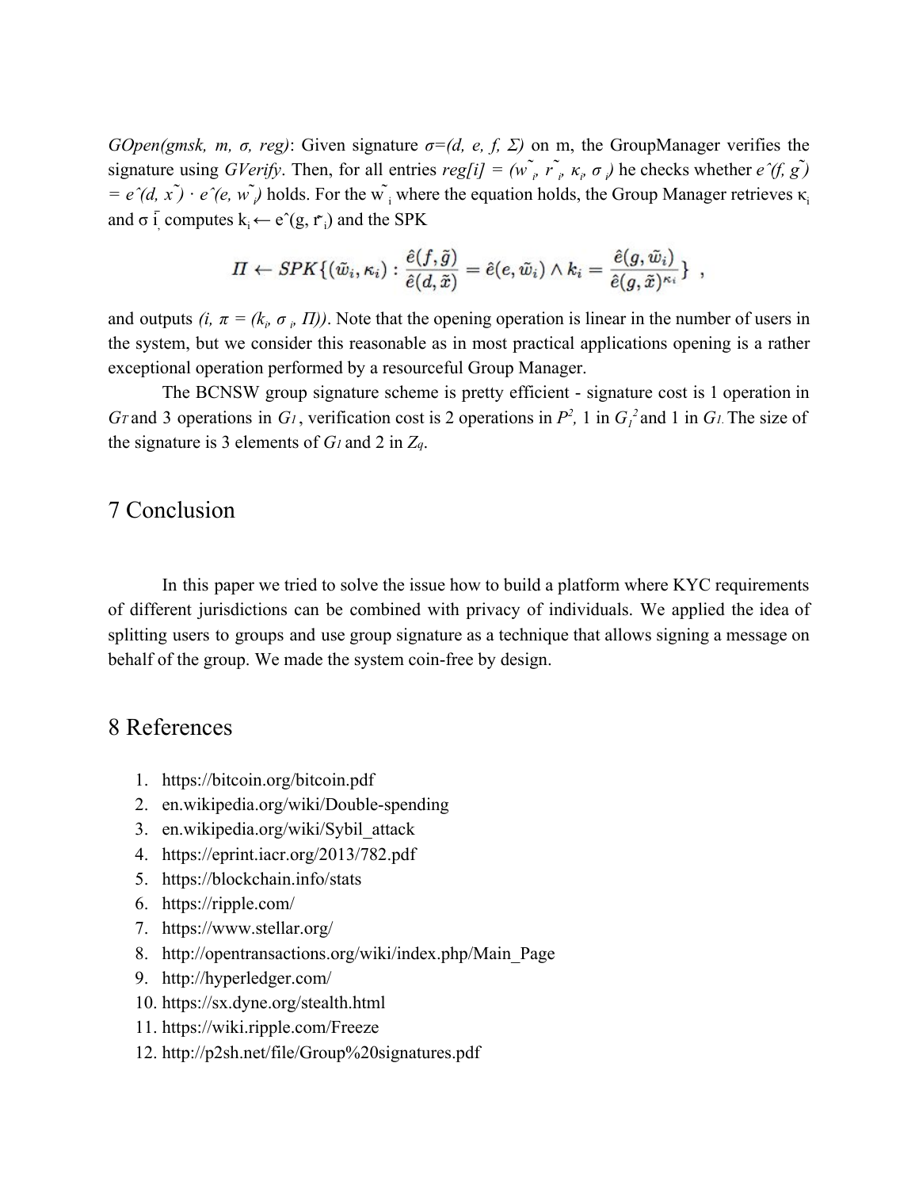*GOpen(gmsk, m, σ, reg)*: Given signature *σ=(d, e, f, Σ)* on m, the GroupManager verifies the signature using *GVerify*. Then, for all entries $reg[i] = (\tilde{w}_i, \tilde{r}_i, \kappa_i, \sigma_i)$ he checks whether $\hat{e}(f, \tilde{g}) = \hat{e}(d, \tilde{x}) \cdot \hat{e}(e, \tilde{w}_i)$ holds. For the $\tilde{w}_i$ where the equation holds, the Group Manager retrieves $\kappa_i$ and $\sigma_i$, computes $k_i \leftarrow \hat{e}(g, \tilde{r}_i)$ and the SPK

$$\Pi \leftarrow SPK\{(\tilde{w}_i, \kappa_i) : \frac{\hat{e}(f, \tilde{g})}{\hat{e}(d, \tilde{x})} = \hat{e}(e, \tilde{w}_i) \wedge k_i = \frac{\hat{e}(g, \tilde{w}_i)}{\hat{e}(g, \tilde{x})^{\kappa_i}}\} \ ,$$

and outputs $(i, \pi = (k_i, \sigma_i, \Pi))$. Note that the opening operation is linear in the number of users in the system, but we consider this reasonable as in most practical applications opening is a rather exceptional operation performed by a resourceful Group Manager.

The BCNSW group signature scheme is pretty efficient - signature cost is 1 operation in $G_T$ and 3 operations in $G_1$, verification cost is 2 operations in $P^2$, 1 in $G_1^2$ and 1 in $G_1$. The size of the signature is 3 elements of $G_1$ and 2 in $Z_q$.

# 7 Conclusion

In this paper we tried to solve the issue how to build a platform where KYC requirements of different jurisdictions can be combined with privacy of individuals. We applied the idea of splitting users to groups and use group signature as a technique that allows signing a message on behalf of the group. We made the system coin-free by design.

# 8 References

1. https://bitcoin.org/bitcoin.pdf
2. en.wikipedia.org/wiki/Double-spending
3. en.wikipedia.org/wiki/Sybil_attack
4. https://eprint.iacr.org/2013/782.pdf
5. https://blockchain.info/stats
6. https://ripple.com/
7. https://www.stellar.org/
8. http://opentransactions.org/wiki/index.php/Main_Page
9. http://hyperledger.com/
10. https://sx.dyne.org/stealth.html
11. https://wiki.ripple.com/Freeze
12. http://p2sh.net/file/Group%20signatures.pdf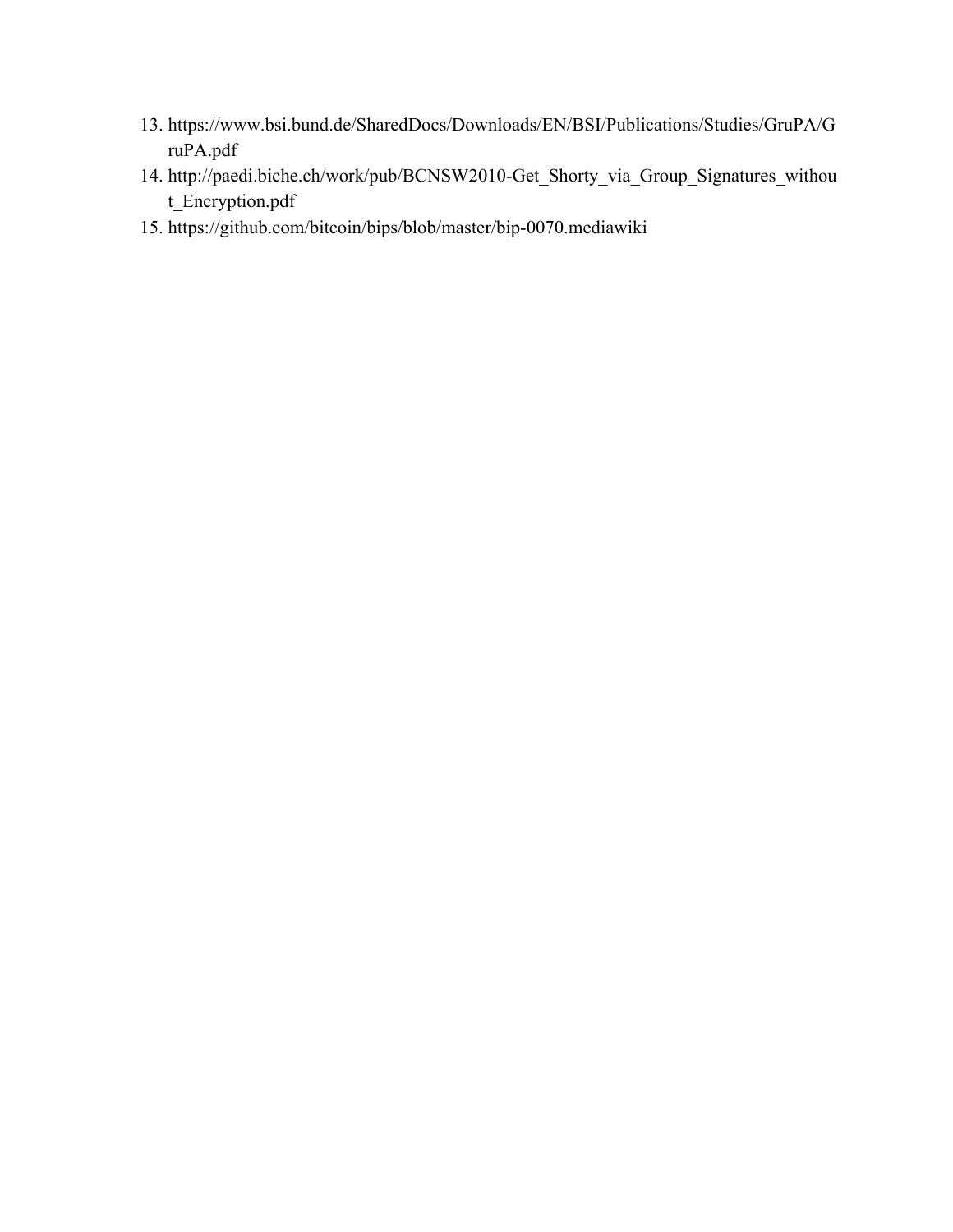13. https://www.bsi.bund.de/SharedDocs/Downloads/EN/BSI/Publications/Studies/GruPA/GruPA.pdf
14. http://paedi.biche.ch/work/pub/BCNSW2010-Get_Shorty_via_Group_Signatures_without_Encryption.pdf
15. https://github.com/bitcoin/bips/blob/master/bip-0070.mediawiki